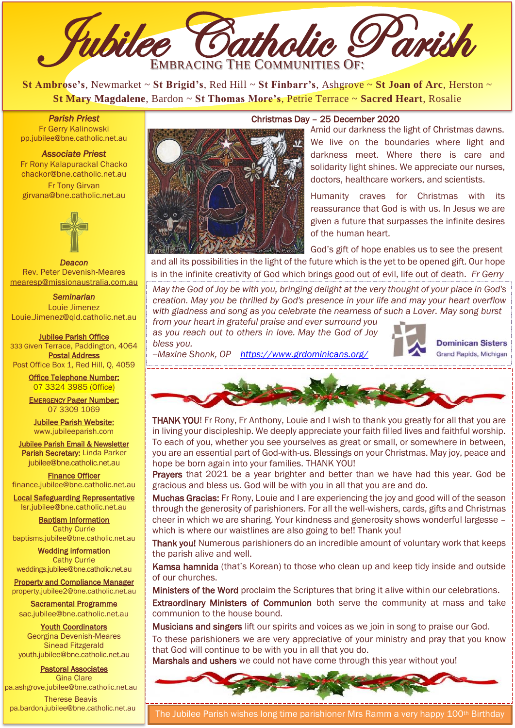# Jubilee Catholic Parish

EMBRACING THE COMMUNITIES OF:

**St Ambrose's**, Newmarket ~ **St Brigid's**, Red Hill ~ **St Finbarr's**, Ashgrove ~ **St Joan of Arc**, Herston ~ **St Mary Magdalene**, Bardon ~ **St Thomas More's**, Petrie Terrace ~ **Sacred Heart**, Rosalie

***Parish Priest***
Fr Gerry Kalinowski
pp.jubilee@bne.catholic.net.au

***Associate Priest***
Fr Rony Kalapurackal Chacko
chackor@bne.catholic.net.au
Fr Tony Girvan
girvana@bne.catholic.net.au

***Deacon***
Rev. Peter Devenish-Meares
mearesp@missionaustralia.com.au

***Seminarian***
Louie Jimenez
Louie.Jimenez@qld.catholic.net.au

**Jubilee Parish Office**
333 Given Terrace, Paddington, 4064
**Postal Address**
Post Office Box 1, Red Hill, Q, 4059

**Office Telephone Number:**
07 3324 3985 (Office)

**EMERGENCY Pager Number:**
07 3309 1069

**Jubilee Parish Website:**
www.jubileeparish.com

**Jubilee Parish Email & Newsletter**
**Parish Secretary:** Linda Parker
jubilee@bne.catholic.net.au

**Finance Officer**
finance.jubilee@bne.catholic.net.au

**Local Safeguarding Representative**
lsr.jubilee@bne.catholic.net.au

**Baptism Information**
Cathy Currie
baptisms.jubilee@bne.catholic.net.au

**Wedding information**
Cathy Currie
weddings.jubilee@bne.catholic.net.au

**Property and Compliance Manager**
property.jubilee2@bne.catholic.net.au

**Sacramental Programme**
sac.jubilee@bne.catholic.net.au

**Youth Coordinators**
Georgina Devenish-Meares
Sinead Fitzgerald
youth.jubilee@bne.catholic.net.au

**Pastoral Associates**
Gina Clare
pa.ashgrove.jubilee@bne.catholic.net.au
Therese Beavis
pa.bardon.jubilee@bne.catholic.net.au

## Christmas Day – 25 December 2020

Amid our darkness the light of Christmas dawns. We live on the boundaries where light and darkness meet. Where there is care and solidarity light shines. We appreciate our nurses, doctors, healthcare workers, and scientists.

Humanity craves for Christmas with its reassurance that God is with us. In Jesus we are given a future that surpasses the infinite desires of the human heart.

God's gift of hope enables us to see the present and all its possibilities in the light of the future which is the yet to be opened gift. Our hope is in the infinite creativity of God which brings good out of evil, life out of death. *Fr Gerry*

*May the God of Joy be with you, bringing delight at the very thought of your place in God's creation. May you be thrilled by God's presence in your life and may your heart overflow with gladness and song as you celebrate the nearness of such a Lover. May song burst from your heart in grateful praise and ever surround you as you reach out to others in love. May the God of Joy bless you.*
*--Maxine Shonk, OP* https://www.grdominicans.org/

Dominican Sisters
Grand Rapids, Michigan

**THANK YOU!** Fr Rony, Fr Anthony, Louie and I wish to thank you greatly for all that you are in living your discipleship. We deeply appreciate your faith filled lives and faithful worship. To each of you, whether you see yourselves as great or small, or somewhere in between, you are an essential part of God-with-us. Blessings on your Christmas. May joy, peace and hope be born again into your families. THANK YOU!

**Prayers** that 2021 be a year brighter and better than we have had this year. God be gracious and bless us. God will be with you in all that you are and do.

**Muchas Gracias:** Fr Rony, Louie and I are experiencing the joy and good will of the season through the generosity of parishioners. For all the well-wishers, cards, gifts and Christmas cheer in which we are sharing. Your kindness and generosity shows wonderful largesse – which is where our waistlines are also going to be!! Thank you!

**Thank you!** Numerous parishioners do an incredible amount of voluntary work that keeps the parish alive and well.

**Kamsa hamnida** (that's Korean) to those who clean up and keep tidy inside and outside of our churches.

**Ministers of the Word** proclaim the Scriptures that bring it alive within our celebrations.

**Extraordinary Ministers of Communion** both serve the community at mass and take communion to the house bound.

**Musicians and singers** lift our spirits and voices as we join in song to praise our God.

To these parishioners we are very appreciative of your ministry and pray that you know that God will continue to be with you in all that you do.

**Marshals and ushers** we could not have come through this year without you!

The Jubilee Parish wishes long time parishioner Mrs Ramm a very happy 100th Birthday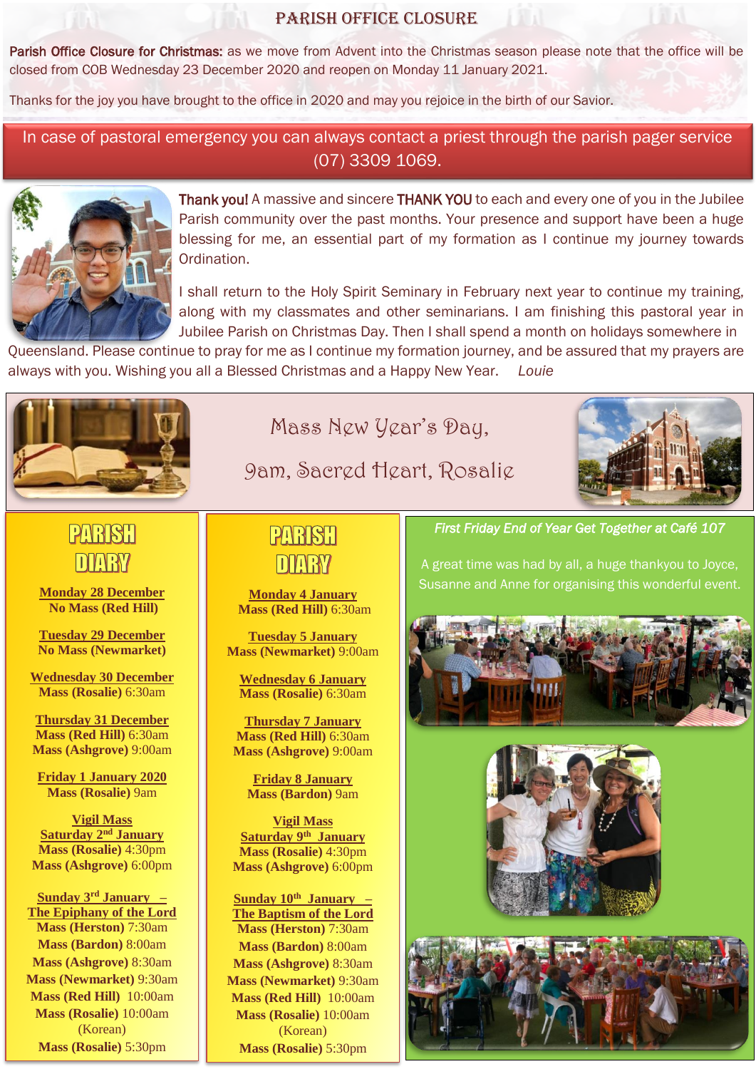## PARISH OFFICE CLOSURE

**Parish Office Closure for Christmas:** as we move from Advent into the Christmas season please note that the office will be closed from COB Wednesday 23 December 2020 and reopen on Monday 11 January 2021.

Thanks for the joy you have brought to the office in 2020 and may you rejoice in the birth of our Savior.

**In case of pastoral emergency you can always contact a priest through the parish pager service (07) 3309 1069.**

**Thank you!** A massive and sincere **THANK YOU** to each and every one of you in the Jubilee Parish community over the past months. Your presence and support have been a huge blessing for me, an essential part of my formation as I continue my journey towards Ordination.

I shall return to the Holy Spirit Seminary in February next year to continue my training, along with my classmates and other seminarians. I am finishing this pastoral year in Jubilee Parish on Christmas Day. Then I shall spend a month on holidays somewhere in Queensland. Please continue to pray for me as I continue my formation journey, and be assured that my prayers are always with you. Wishing you all a Blessed Christmas and a Happy New Year. *Louie*

## Mass New Year's Day,

## 9am, Sacred Heart, Rosalie

## PARISH DIARY

**Monday 28 December**
**No Mass (Red Hill)**

**Tuesday 29 December**
**No Mass (Newmarket)**

**Wednesday 30 December**
**Mass (Rosalie)** 6:30am

**Thursday 31 December**
**Mass (Red Hill)** 6:30am
**Mass (Ashgrove)** 9:00am

**Friday 1 January 2020**
**Mass (Rosalie)** 9am

**Vigil Mass**
**Saturday 2nd January**
**Mass (Rosalie)** 4:30pm
**Mass (Ashgrove)** 6:00pm

**Sunday 3rd January – The Epiphany of the Lord**
**Mass (Herston)** 7:30am
**Mass (Bardon)** 8:00am
**Mass (Ashgrove)** 8:30am
**Mass (Newmarket)** 9:30am
**Mass (Red Hill)** 10:00am
**Mass (Rosalie)** 10:00am (Korean)
**Mass (Rosalie)** 5:30pm

## PARISH DIARY

**Monday 4 January**
**Mass (Red Hill)** 6:30am

**Tuesday 5 January**
**Mass (Newmarket)** 9:00am

**Wednesday 6 January**
**Mass (Rosalie)** 6:30am

**Thursday 7 January**
**Mass (Red Hill)** 6:30am
**Mass (Ashgrove)** 9:00am

**Friday 8 January**
**Mass (Bardon)** 9am

**Vigil Mass**
**Saturday 9th January**
**Mass (Rosalie)** 4:30pm
**Mass (Ashgrove)** 6:00pm

**Sunday 10th January – The Baptism of the Lord**
**Mass (Herston)** 7:30am
**Mass (Bardon)** 8:00am
**Mass (Ashgrove)** 8:30am
**Mass (Newmarket)** 9:30am
**Mass (Red Hill)** 10:00am
**Mass (Rosalie)** 10:00am (Korean)
**Mass (Rosalie)** 5:30pm

### *First Friday End of Year Get Together at Café 107*

A great time was had by all, a huge thankyou to Joyce, Susanne and Anne for organising this wonderful event.